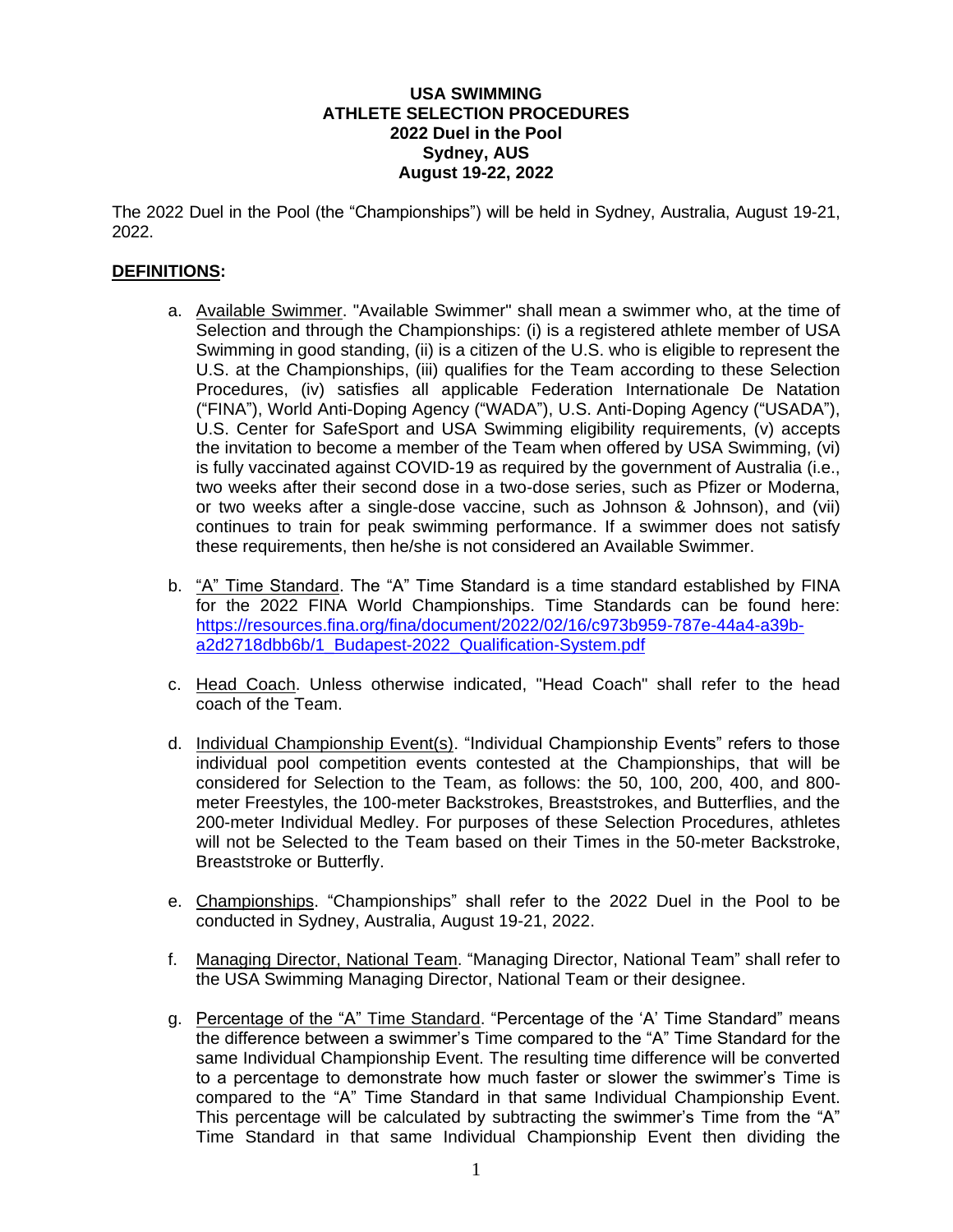**USA SWIMMING**
**ATHLETE SELECTION PROCEDURES**
**2022 Duel in the Pool**
**Sydney, AUS**
**August 19-22, 2022**

The 2022 Duel in the Pool (the "Championships") will be held in Sydney, Australia, August 19-21, 2022.

## DEFINITIONS:

a. Available Swimmer. "Available Swimmer" shall mean a swimmer who, at the time of Selection and through the Championships: (i) is a registered athlete member of USA Swimming in good standing, (ii) is a citizen of the U.S. who is eligible to represent the U.S. at the Championships, (iii) qualifies for the Team according to these Selection Procedures, (iv) satisfies all applicable Federation Internationale De Natation ("FINA"), World Anti-Doping Agency ("WADA"), U.S. Anti-Doping Agency ("USADA"), U.S. Center for SafeSport and USA Swimming eligibility requirements, (v) accepts the invitation to become a member of the Team when offered by USA Swimming, (vi) is fully vaccinated against COVID-19 as required by the government of Australia (i.e., two weeks after their second dose in a two-dose series, such as Pfizer or Moderna, or two weeks after a single-dose vaccine, such as Johnson & Johnson), and (vii) continues to train for peak swimming performance. If a swimmer does not satisfy these requirements, then he/she is not considered an Available Swimmer.

b. "A" Time Standard. The "A" Time Standard is a time standard established by FINA for the 2022 FINA World Championships. Time Standards can be found here: https://resources.fina.org/fina/document/2022/02/16/c973b959-787e-44a4-a39b-a2d2718dbb6b/1_Budapest-2022_Qualification-System.pdf

c. Head Coach. Unless otherwise indicated, "Head Coach" shall refer to the head coach of the Team.

d. Individual Championship Event(s). "Individual Championship Events" refers to those individual pool competition events contested at the Championships, that will be considered for Selection to the Team, as follows: the 50, 100, 200, 400, and 800-meter Freestyles, the 100-meter Backstrokes, Breaststrokes, and Butterflies, and the 200-meter Individual Medley. For purposes of these Selection Procedures, athletes will not be Selected to the Team based on their Times in the 50-meter Backstroke, Breaststroke or Butterfly.

e. Championships. "Championships" shall refer to the 2022 Duel in the Pool to be conducted in Sydney, Australia, August 19-21, 2022.

f. Managing Director, National Team. "Managing Director, National Team" shall refer to the USA Swimming Managing Director, National Team or their designee.

g. Percentage of the "A" Time Standard. "Percentage of the 'A' Time Standard" means the difference between a swimmer's Time compared to the "A" Time Standard for the same Individual Championship Event. The resulting time difference will be converted to a percentage to demonstrate how much faster or slower the swimmer's Time is compared to the "A" Time Standard in that same Individual Championship Event. This percentage will be calculated by subtracting the swimmer's Time from the "A" Time Standard in that same Individual Championship Event then dividing the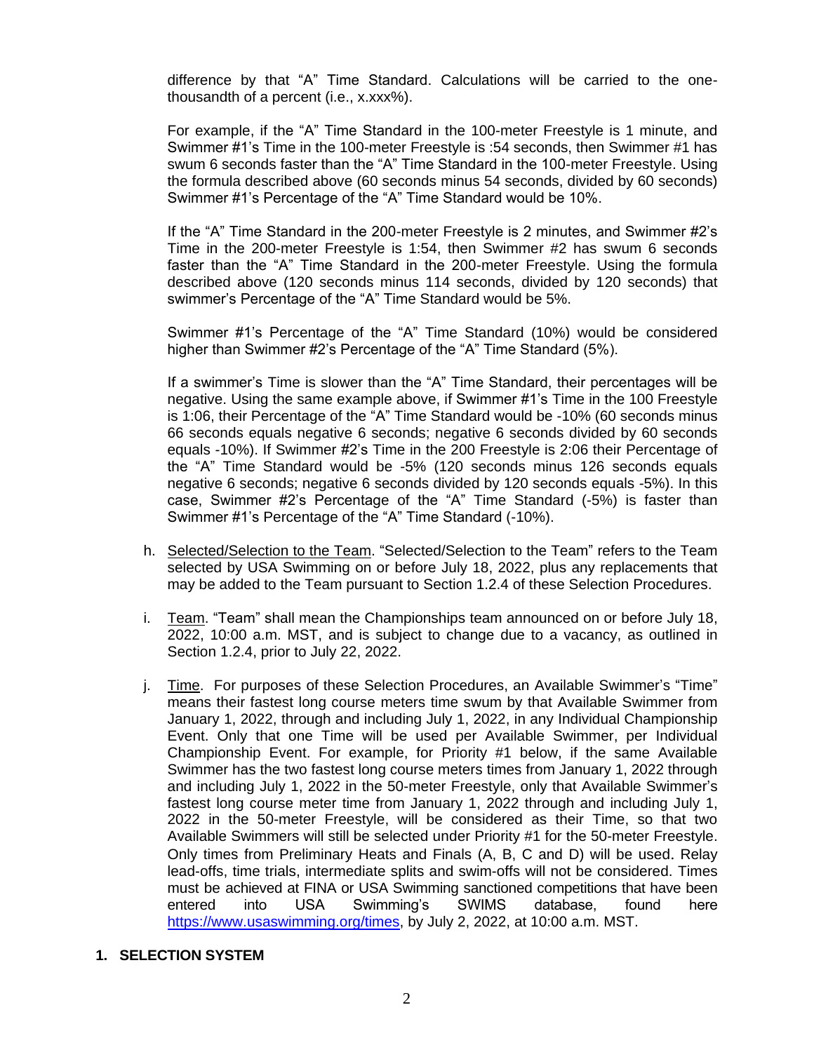difference by that "A" Time Standard. Calculations will be carried to the one-thousandth of a percent (i.e., x.xxx%).

For example, if the "A" Time Standard in the 100-meter Freestyle is 1 minute, and Swimmer #1's Time in the 100-meter Freestyle is :54 seconds, then Swimmer #1 has swum 6 seconds faster than the "A" Time Standard in the 100-meter Freestyle. Using the formula described above (60 seconds minus 54 seconds, divided by 60 seconds) Swimmer #1's Percentage of the "A" Time Standard would be 10%.

If the "A" Time Standard in the 200-meter Freestyle is 2 minutes, and Swimmer #2's Time in the 200-meter Freestyle is 1:54, then Swimmer #2 has swum 6 seconds faster than the "A" Time Standard in the 200-meter Freestyle. Using the formula described above (120 seconds minus 114 seconds, divided by 120 seconds) that swimmer's Percentage of the "A" Time Standard would be 5%.

Swimmer #1's Percentage of the "A" Time Standard (10%) would be considered higher than Swimmer #2's Percentage of the "A" Time Standard (5%).

If a swimmer's Time is slower than the "A" Time Standard, their percentages will be negative. Using the same example above, if Swimmer #1's Time in the 100 Freestyle is 1:06, their Percentage of the "A" Time Standard would be -10% (60 seconds minus 66 seconds equals negative 6 seconds; negative 6 seconds divided by 60 seconds equals -10%). If Swimmer #2's Time in the 200 Freestyle is 2:06 their Percentage of the "A" Time Standard would be -5% (120 seconds minus 126 seconds equals negative 6 seconds; negative 6 seconds divided by 120 seconds equals -5%). In this case, Swimmer #2's Percentage of the "A" Time Standard (-5%) is faster than Swimmer #1's Percentage of the "A" Time Standard (-10%).

h. Selected/Selection to the Team. "Selected/Selection to the Team" refers to the Team selected by USA Swimming on or before July 18, 2022, plus any replacements that may be added to the Team pursuant to Section 1.2.4 of these Selection Procedures.

i. Team. "Team" shall mean the Championships team announced on or before July 18, 2022, 10:00 a.m. MST, and is subject to change due to a vacancy, as outlined in Section 1.2.4, prior to July 22, 2022.

j. Time. For purposes of these Selection Procedures, an Available Swimmer's "Time" means their fastest long course meters time swum by that Available Swimmer from January 1, 2022, through and including July 1, 2022, in any Individual Championship Event. Only that one Time will be used per Available Swimmer, per Individual Championship Event. For example, for Priority #1 below, if the same Available Swimmer has the two fastest long course meters times from January 1, 2022 through and including July 1, 2022 in the 50-meter Freestyle, only that Available Swimmer's fastest long course meter time from January 1, 2022 through and including July 1, 2022 in the 50-meter Freestyle, will be considered as their Time, so that two Available Swimmers will still be selected under Priority #1 for the 50-meter Freestyle. Only times from Preliminary Heats and Finals (A, B, C and D) will be used. Relay lead-offs, time trials, intermediate splits and swim-offs will not be considered. Times must be achieved at FINA or USA Swimming sanctioned competitions that have been entered into USA Swimming's SWIMS database, found here https://www.usaswimming.org/times, by July 2, 2022, at 10:00 a.m. MST.

## 1. SELECTION SYSTEM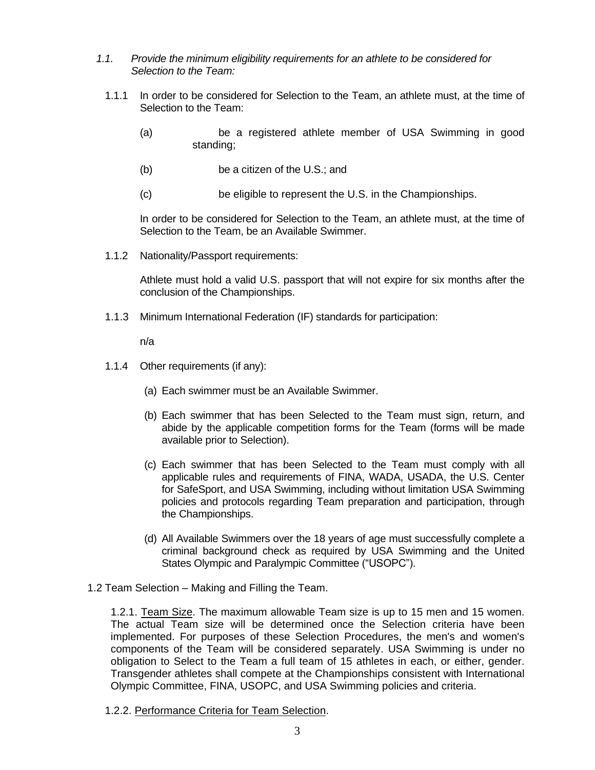*1.1. Provide the minimum eligibility requirements for an athlete to be considered for Selection to the Team:*

1.1.1 In order to be considered for Selection to the Team, an athlete must, at the time of Selection to the Team:

(a) be a registered athlete member of USA Swimming in good standing;

(b) be a citizen of the U.S.; and

(c) be eligible to represent the U.S. in the Championships.

In order to be considered for Selection to the Team, an athlete must, at the time of Selection to the Team, be an Available Swimmer.

1.1.2 Nationality/Passport requirements:

Athlete must hold a valid U.S. passport that will not expire for six months after the conclusion of the Championships.

1.1.3 Minimum International Federation (IF) standards for participation:

n/a

1.1.4 Other requirements (if any):

(a) Each swimmer must be an Available Swimmer.

(b) Each swimmer that has been Selected to the Team must sign, return, and abide by the applicable competition forms for the Team (forms will be made available prior to Selection).

(c) Each swimmer that has been Selected to the Team must comply with all applicable rules and requirements of FINA, WADA, USADA, the U.S. Center for SafeSport, and USA Swimming, including without limitation USA Swimming policies and protocols regarding Team preparation and participation, through the Championships.

(d) All Available Swimmers over the 18 years of age must successfully complete a criminal background check as required by USA Swimming and the United States Olympic and Paralympic Committee ("USOPC").

1.2 Team Selection – Making and Filling the Team.

1.2.1. Team Size. The maximum allowable Team size is up to 15 men and 15 women. The actual Team size will be determined once the Selection criteria have been implemented. For purposes of these Selection Procedures, the men's and women's components of the Team will be considered separately. USA Swimming is under no obligation to Select to the Team a full team of 15 athletes in each, or either, gender. Transgender athletes shall compete at the Championships consistent with International Olympic Committee, FINA, USOPC, and USA Swimming policies and criteria.

1.2.2. Performance Criteria for Team Selection.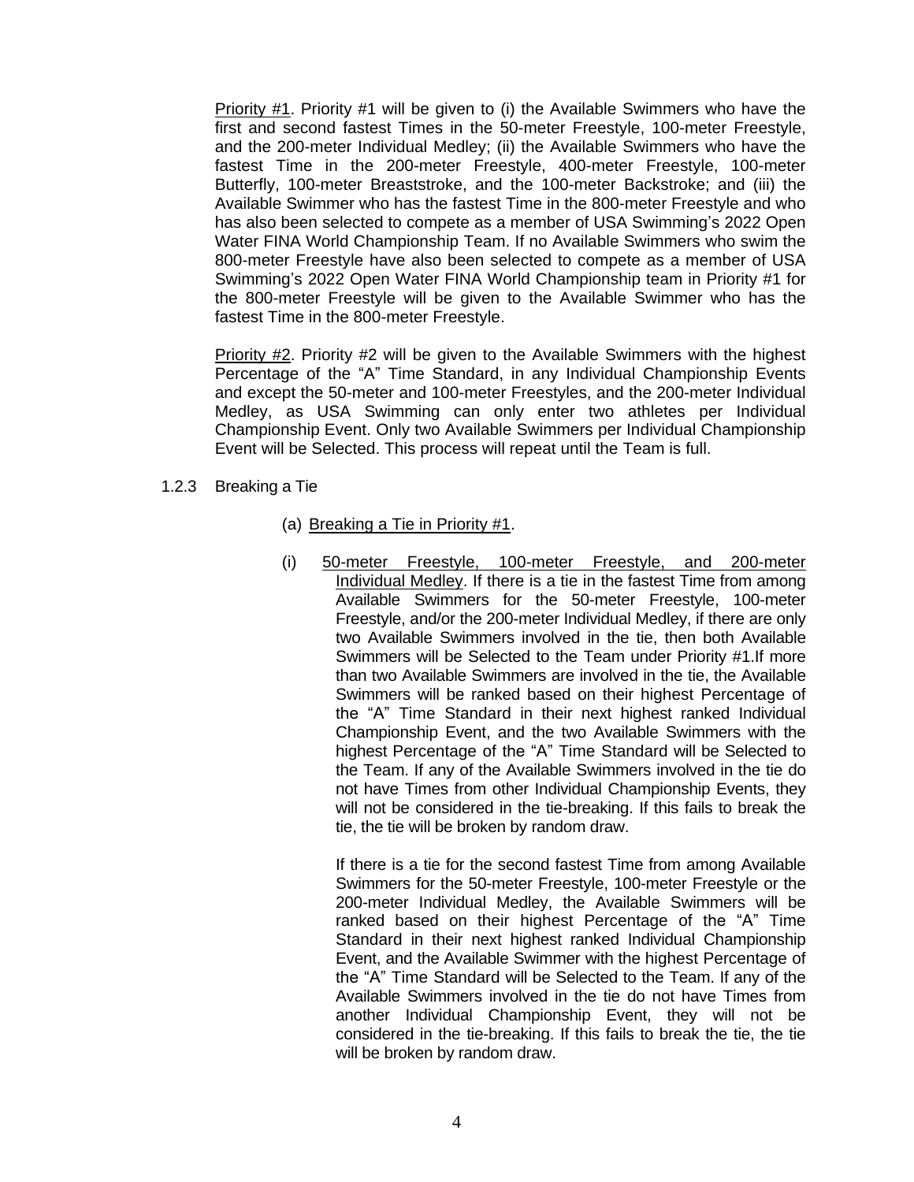Priority #1. Priority #1 will be given to (i) the Available Swimmers who have the first and second fastest Times in the 50-meter Freestyle, 100-meter Freestyle, and the 200-meter Individual Medley; (ii) the Available Swimmers who have the fastest Time in the 200-meter Freestyle, 400-meter Freestyle, 100-meter Butterfly, 100-meter Breaststroke, and the 100-meter Backstroke; and (iii) the Available Swimmer who has the fastest Time in the 800-meter Freestyle and who has also been selected to compete as a member of USA Swimming's 2022 Open Water FINA World Championship Team. If no Available Swimmers who swim the 800-meter Freestyle have also been selected to compete as a member of USA Swimming's 2022 Open Water FINA World Championship team in Priority #1 for the 800-meter Freestyle will be given to the Available Swimmer who has the fastest Time in the 800-meter Freestyle.

Priority #2. Priority #2 will be given to the Available Swimmers with the highest Percentage of the "A" Time Standard, in any Individual Championship Events and except the 50-meter and 100-meter Freestyles, and the 200-meter Individual Medley, as USA Swimming can only enter two athletes per Individual Championship Event. Only two Available Swimmers per Individual Championship Event will be Selected. This process will repeat until the Team is full.

1.2.3 Breaking a Tie

(a) Breaking a Tie in Priority #1.

(i) 50-meter Freestyle, 100-meter Freestyle, and 200-meter Individual Medley. If there is a tie in the fastest Time from among Available Swimmers for the 50-meter Freestyle, 100-meter Freestyle, and/or the 200-meter Individual Medley, if there are only two Available Swimmers involved in the tie, then both Available Swimmers will be Selected to the Team under Priority #1.If more than two Available Swimmers are involved in the tie, the Available Swimmers will be ranked based on their highest Percentage of the "A" Time Standard in their next highest ranked Individual Championship Event, and the two Available Swimmers with the highest Percentage of the "A" Time Standard will be Selected to the Team. If any of the Available Swimmers involved in the tie do not have Times from other Individual Championship Events, they will not be considered in the tie-breaking. If this fails to break the tie, the tie will be broken by random draw.

If there is a tie for the second fastest Time from among Available Swimmers for the 50-meter Freestyle, 100-meter Freestyle or the 200-meter Individual Medley, the Available Swimmers will be ranked based on their highest Percentage of the "A" Time Standard in their next highest ranked Individual Championship Event, and the Available Swimmer with the highest Percentage of the "A" Time Standard will be Selected to the Team. If any of the Available Swimmers involved in the tie do not have Times from another Individual Championship Event, they will not be considered in the tie-breaking. If this fails to break the tie, the tie will be broken by random draw.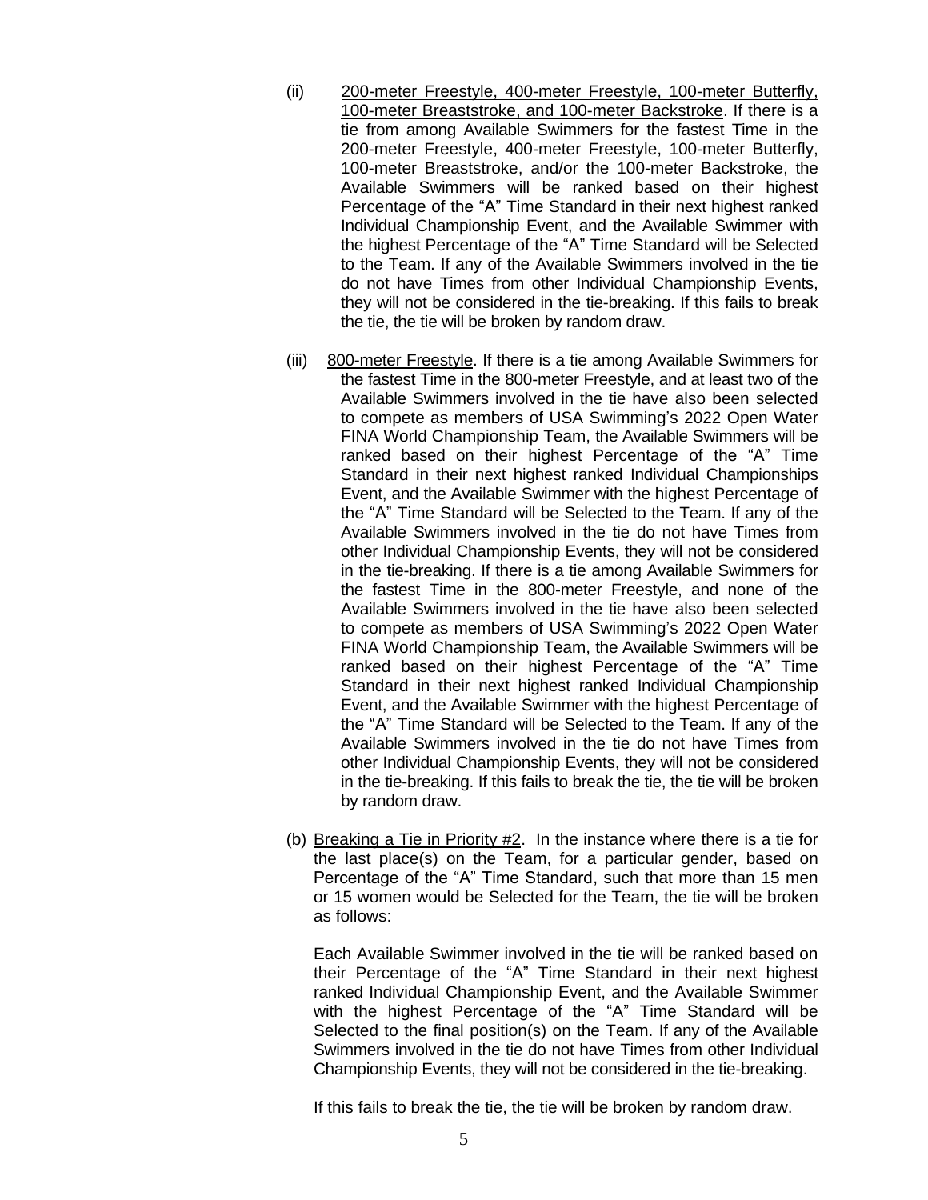(ii) <u>200-meter Freestyle, 400-meter Freestyle, 100-meter Butterfly, 100-meter Breaststroke, and 100-meter Backstroke</u>. If there is a tie from among Available Swimmers for the fastest Time in the 200-meter Freestyle, 400-meter Freestyle, 100-meter Butterfly, 100-meter Breaststroke, and/or the 100-meter Backstroke, the Available Swimmers will be ranked based on their highest Percentage of the "A" Time Standard in their next highest ranked Individual Championship Event, and the Available Swimmer with the highest Percentage of the "A" Time Standard will be Selected to the Team. If any of the Available Swimmers involved in the tie do not have Times from other Individual Championship Events, they will not be considered in the tie-breaking. If this fails to break the tie, the tie will be broken by random draw.

(iii) <u>800-meter Freestyle</u>. If there is a tie among Available Swimmers for the fastest Time in the 800-meter Freestyle, and at least two of the Available Swimmers involved in the tie have also been selected to compete as members of USA Swimming's 2022 Open Water FINA World Championship Team, the Available Swimmers will be ranked based on their highest Percentage of the "A" Time Standard in their next highest ranked Individual Championships Event, and the Available Swimmer with the highest Percentage of the "A" Time Standard will be Selected to the Team. If any of the Available Swimmers involved in the tie do not have Times from other Individual Championship Events, they will not be considered in the tie-breaking. If there is a tie among Available Swimmers for the fastest Time in the 800-meter Freestyle, and none of the Available Swimmers involved in the tie have also been selected to compete as members of USA Swimming's 2022 Open Water FINA World Championship Team, the Available Swimmers will be ranked based on their highest Percentage of the "A" Time Standard in their next highest ranked Individual Championship Event, and the Available Swimmer with the highest Percentage of the "A" Time Standard will be Selected to the Team. If any of the Available Swimmers involved in the tie do not have Times from other Individual Championship Events, they will not be considered in the tie-breaking. If this fails to break the tie, the tie will be broken by random draw.

(b) <u>Breaking a Tie in Priority #2</u>. In the instance where there is a tie for the last place(s) on the Team, for a particular gender, based on Percentage of the "A" Time Standard, such that more than 15 men or 15 women would be Selected for the Team, the tie will be broken as follows:

Each Available Swimmer involved in the tie will be ranked based on their Percentage of the "A" Time Standard in their next highest ranked Individual Championship Event, and the Available Swimmer with the highest Percentage of the "A" Time Standard will be Selected to the final position(s) on the Team. If any of the Available Swimmers involved in the tie do not have Times from other Individual Championship Events, they will not be considered in the tie-breaking.

If this fails to break the tie, the tie will be broken by random draw.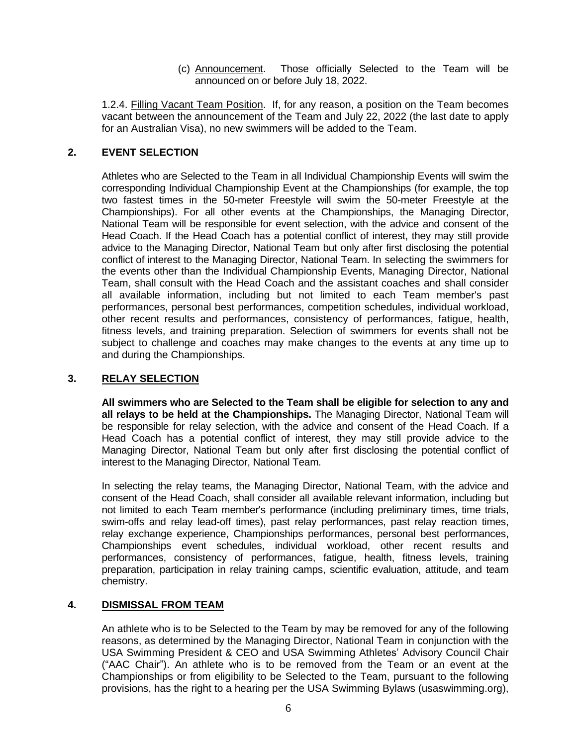(c) Announcement. Those officially Selected to the Team will be announced on or before July 18, 2022.

1.2.4. Filling Vacant Team Position. If, for any reason, a position on the Team becomes vacant between the announcement of the Team and July 22, 2022 (the last date to apply for an Australian Visa), no new swimmers will be added to the Team.

## 2. EVENT SELECTION

Athletes who are Selected to the Team in all Individual Championship Events will swim the corresponding Individual Championship Event at the Championships (for example, the top two fastest times in the 50-meter Freestyle will swim the 50-meter Freestyle at the Championships). For all other events at the Championships, the Managing Director, National Team will be responsible for event selection, with the advice and consent of the Head Coach. If the Head Coach has a potential conflict of interest, they may still provide advice to the Managing Director, National Team but only after first disclosing the potential conflict of interest to the Managing Director, National Team. In selecting the swimmers for the events other than the Individual Championship Events, Managing Director, National Team, shall consult with the Head Coach and the assistant coaches and shall consider all available information, including but not limited to each Team member's past performances, personal best performances, competition schedules, individual workload, other recent results and performances, consistency of performances, fatigue, health, fitness levels, and training preparation. Selection of swimmers for events shall not be subject to challenge and coaches may make changes to the events at any time up to and during the Championships.

## 3. RELAY SELECTION

**All swimmers who are Selected to the Team shall be eligible for selection to any and all relays to be held at the Championships.** The Managing Director, National Team will be responsible for relay selection, with the advice and consent of the Head Coach. If a Head Coach has a potential conflict of interest, they may still provide advice to the Managing Director, National Team but only after first disclosing the potential conflict of interest to the Managing Director, National Team.

In selecting the relay teams, the Managing Director, National Team, with the advice and consent of the Head Coach, shall consider all available relevant information, including but not limited to each Team member's performance (including preliminary times, time trials, swim-offs and relay lead-off times), past relay performances, past relay reaction times, relay exchange experience, Championships performances, personal best performances, Championships event schedules, individual workload, other recent results and performances, consistency of performances, fatigue, health, fitness levels, training preparation, participation in relay training camps, scientific evaluation, attitude, and team chemistry.

## 4. DISMISSAL FROM TEAM

An athlete who is to be Selected to the Team by may be removed for any of the following reasons, as determined by the Managing Director, National Team in conjunction with the USA Swimming President & CEO and USA Swimming Athletes' Advisory Council Chair ("AAC Chair"). An athlete who is to be removed from the Team or an event at the Championships or from eligibility to be Selected to the Team, pursuant to the following provisions, has the right to a hearing per the USA Swimming Bylaws (usaswimming.org),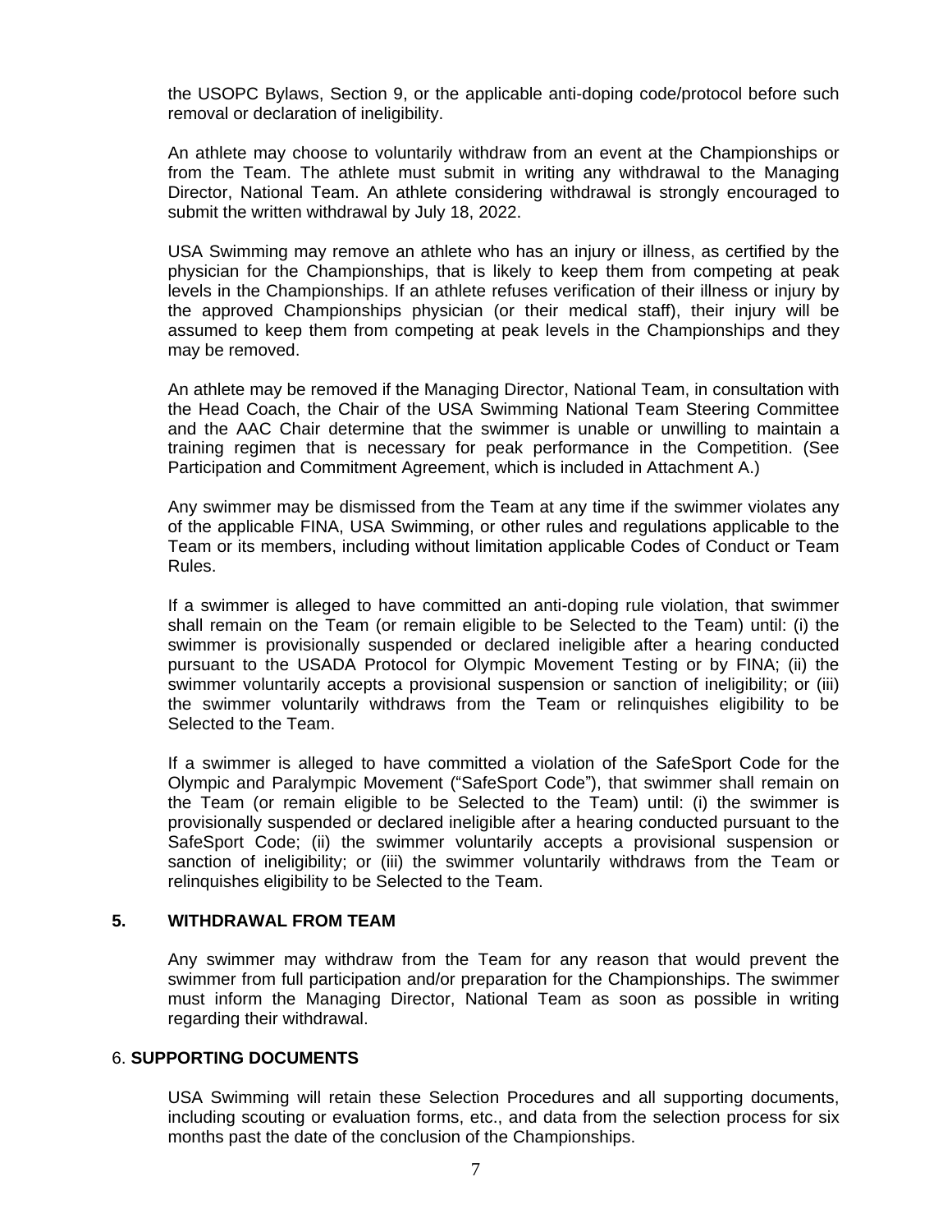the USOPC Bylaws, Section 9, or the applicable anti-doping code/protocol before such removal or declaration of ineligibility.

An athlete may choose to voluntarily withdraw from an event at the Championships or from the Team. The athlete must submit in writing any withdrawal to the Managing Director, National Team. An athlete considering withdrawal is strongly encouraged to submit the written withdrawal by July 18, 2022.

USA Swimming may remove an athlete who has an injury or illness, as certified by the physician for the Championships, that is likely to keep them from competing at peak levels in the Championships. If an athlete refuses verification of their illness or injury by the approved Championships physician (or their medical staff), their injury will be assumed to keep them from competing at peak levels in the Championships and they may be removed.

An athlete may be removed if the Managing Director, National Team, in consultation with the Head Coach, the Chair of the USA Swimming National Team Steering Committee and the AAC Chair determine that the swimmer is unable or unwilling to maintain a training regimen that is necessary for peak performance in the Competition. (See Participation and Commitment Agreement, which is included in Attachment A.)

Any swimmer may be dismissed from the Team at any time if the swimmer violates any of the applicable FINA, USA Swimming, or other rules and regulations applicable to the Team or its members, including without limitation applicable Codes of Conduct or Team Rules.

If a swimmer is alleged to have committed an anti-doping rule violation, that swimmer shall remain on the Team (or remain eligible to be Selected to the Team) until: (i) the swimmer is provisionally suspended or declared ineligible after a hearing conducted pursuant to the USADA Protocol for Olympic Movement Testing or by FINA; (ii) the swimmer voluntarily accepts a provisional suspension or sanction of ineligibility; or (iii) the swimmer voluntarily withdraws from the Team or relinquishes eligibility to be Selected to the Team.

If a swimmer is alleged to have committed a violation of the SafeSport Code for the Olympic and Paralympic Movement ("SafeSport Code"), that swimmer shall remain on the Team (or remain eligible to be Selected to the Team) until: (i) the swimmer is provisionally suspended or declared ineligible after a hearing conducted pursuant to the SafeSport Code; (ii) the swimmer voluntarily accepts a provisional suspension or sanction of ineligibility; or (iii) the swimmer voluntarily withdraws from the Team or relinquishes eligibility to be Selected to the Team.

## 5. WITHDRAWAL FROM TEAM

Any swimmer may withdraw from the Team for any reason that would prevent the swimmer from full participation and/or preparation for the Championships. The swimmer must inform the Managing Director, National Team as soon as possible in writing regarding their withdrawal.

## 6. SUPPORTING DOCUMENTS

USA Swimming will retain these Selection Procedures and all supporting documents, including scouting or evaluation forms, etc., and data from the selection process for six months past the date of the conclusion of the Championships.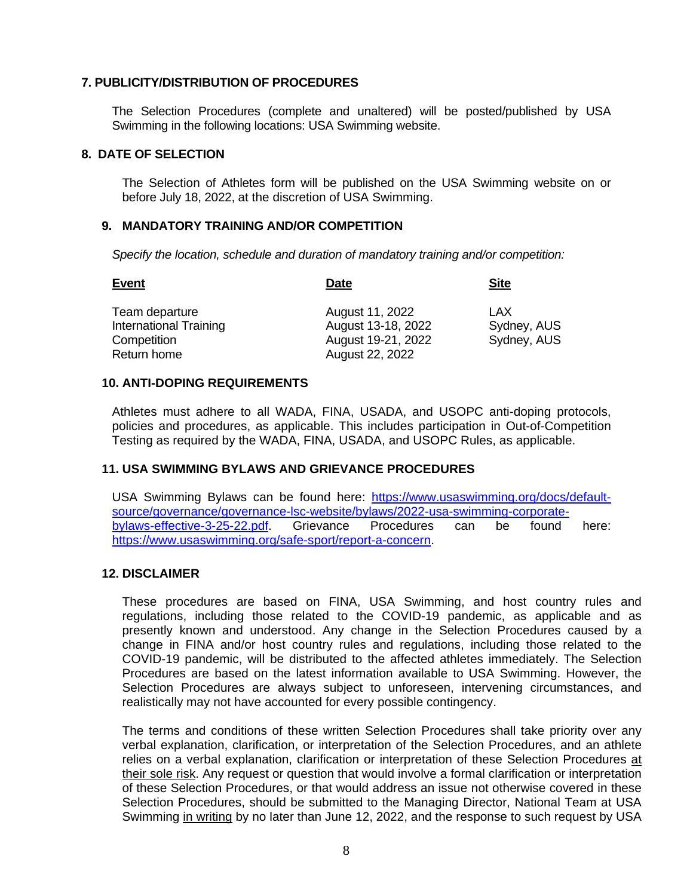## 7. PUBLICITY/DISTRIBUTION OF PROCEDURES

The Selection Procedures (complete and unaltered) will be posted/published by USA Swimming in the following locations: USA Swimming website.

## 8. DATE OF SELECTION

The Selection of Athletes form will be published on the USA Swimming website on or before July 18, 2022, at the discretion of USA Swimming.

## 9. MANDATORY TRAINING AND/OR COMPETITION

*Specify the location, schedule and duration of mandatory training and/or competition:*

| Event | Date | Site |
|---|---|---|
| Team departure | August 11, 2022 | LAX |
| International Training | August 13-18, 2022 | Sydney, AUS |
| Competition | August 19-21, 2022 | Sydney, AUS |
| Return home | August 22, 2022 | |

## 10. ANTI-DOPING REQUIREMENTS

Athletes must adhere to all WADA, FINA, USADA, and USOPC anti-doping protocols, policies and procedures, as applicable. This includes participation in Out-of-Competition Testing as required by the WADA, FINA, USADA, and USOPC Rules, as applicable.

## 11. USA SWIMMING BYLAWS AND GRIEVANCE PROCEDURES

USA Swimming Bylaws can be found here: [https://www.usaswimming.org/docs/default-source/governance/governance-lsc-website/bylaws/2022-usa-swimming-corporate-bylaws-effective-3-25-22.pdf](https://www.usaswimming.org/docs/default-source/governance/governance-lsc-website/bylaws/2022-usa-swimming-corporate-bylaws-effective-3-25-22.pdf). Grievance Procedures can be found here: [https://www.usaswimming.org/safe-sport/report-a-concern](https://www.usaswimming.org/safe-sport/report-a-concern).

## 12. DISCLAIMER

These procedures are based on FINA, USA Swimming, and host country rules and regulations, including those related to the COVID-19 pandemic, as applicable and as presently known and understood. Any change in the Selection Procedures caused by a change in FINA and/or host country rules and regulations, including those related to the COVID-19 pandemic, will be distributed to the affected athletes immediately. The Selection Procedures are based on the latest information available to USA Swimming. However, the Selection Procedures are always subject to unforeseen, intervening circumstances, and realistically may not have accounted for every possible contingency.

The terms and conditions of these written Selection Procedures shall take priority over any verbal explanation, clarification, or interpretation of the Selection Procedures, and an athlete relies on a verbal explanation, clarification or interpretation of these Selection Procedures <u>at their sole risk</u>. Any request or question that would involve a formal clarification or interpretation of these Selection Procedures, or that would address an issue not otherwise covered in these Selection Procedures, should be submitted to the Managing Director, National Team at USA Swimming <u>in writing</u> by no later than June 12, 2022, and the response to such request by USA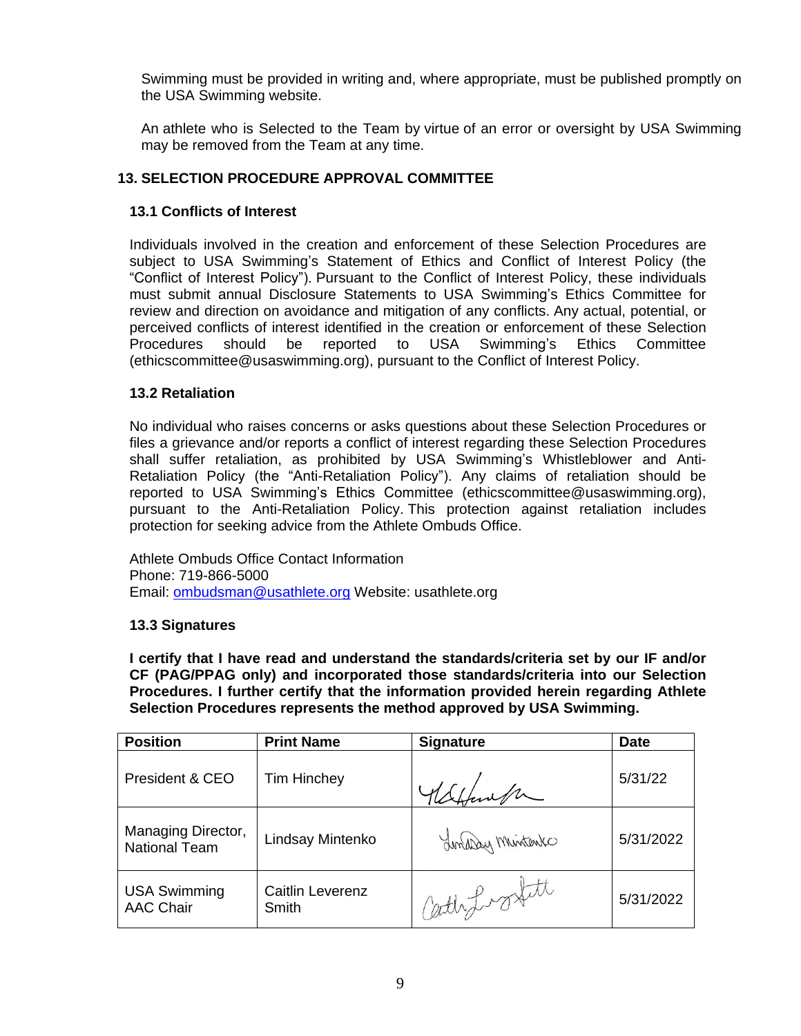Swimming must be provided in writing and, where appropriate, must be published promptly on the USA Swimming website.

An athlete who is Selected to the Team by virtue of an error or oversight by USA Swimming may be removed from the Team at any time.

## 13. SELECTION PROCEDURE APPROVAL COMMITTEE

### 13.1 Conflicts of Interest

Individuals involved in the creation and enforcement of these Selection Procedures are subject to USA Swimming's Statement of Ethics and Conflict of Interest Policy (the "Conflict of Interest Policy"). Pursuant to the Conflict of Interest Policy, these individuals must submit annual Disclosure Statements to USA Swimming's Ethics Committee for review and direction on avoidance and mitigation of any conflicts. Any actual, potential, or perceived conflicts of interest identified in the creation or enforcement of these Selection Procedures should be reported to USA Swimming's Ethics Committee (ethicscommittee@usaswimming.org), pursuant to the Conflict of Interest Policy.

### 13.2 Retaliation

No individual who raises concerns or asks questions about these Selection Procedures or files a grievance and/or reports a conflict of interest regarding these Selection Procedures shall suffer retaliation, as prohibited by USA Swimming's Whistleblower and Anti-Retaliation Policy (the "Anti-Retaliation Policy"). Any claims of retaliation should be reported to USA Swimming's Ethics Committee (ethicscommittee@usaswimming.org), pursuant to the Anti-Retaliation Policy. This protection against retaliation includes protection for seeking advice from the Athlete Ombuds Office.

Athlete Ombuds Office Contact Information
Phone: 719-866-5000
Email: ombudsman@usathlete.org Website: usathlete.org

### 13.3 Signatures

**I certify that I have read and understand the standards/criteria set by our IF and/or CF (PAG/PPAG only) and incorporated those standards/criteria into our Selection Procedures. I further certify that the information provided herein regarding Athlete Selection Procedures represents the method approved by USA Swimming.**

| Position | Print Name | Signature | Date |
|---|---|---|---|
| President & CEO | Tim Hinchey | [signature] | 5/31/22 |
| Managing Director, National Team | Lindsay Mintenko | [signature] | 5/31/2022 |
| USA Swimming AAC Chair | Caitlin Leverenz Smith | [signature] | 5/31/2022 |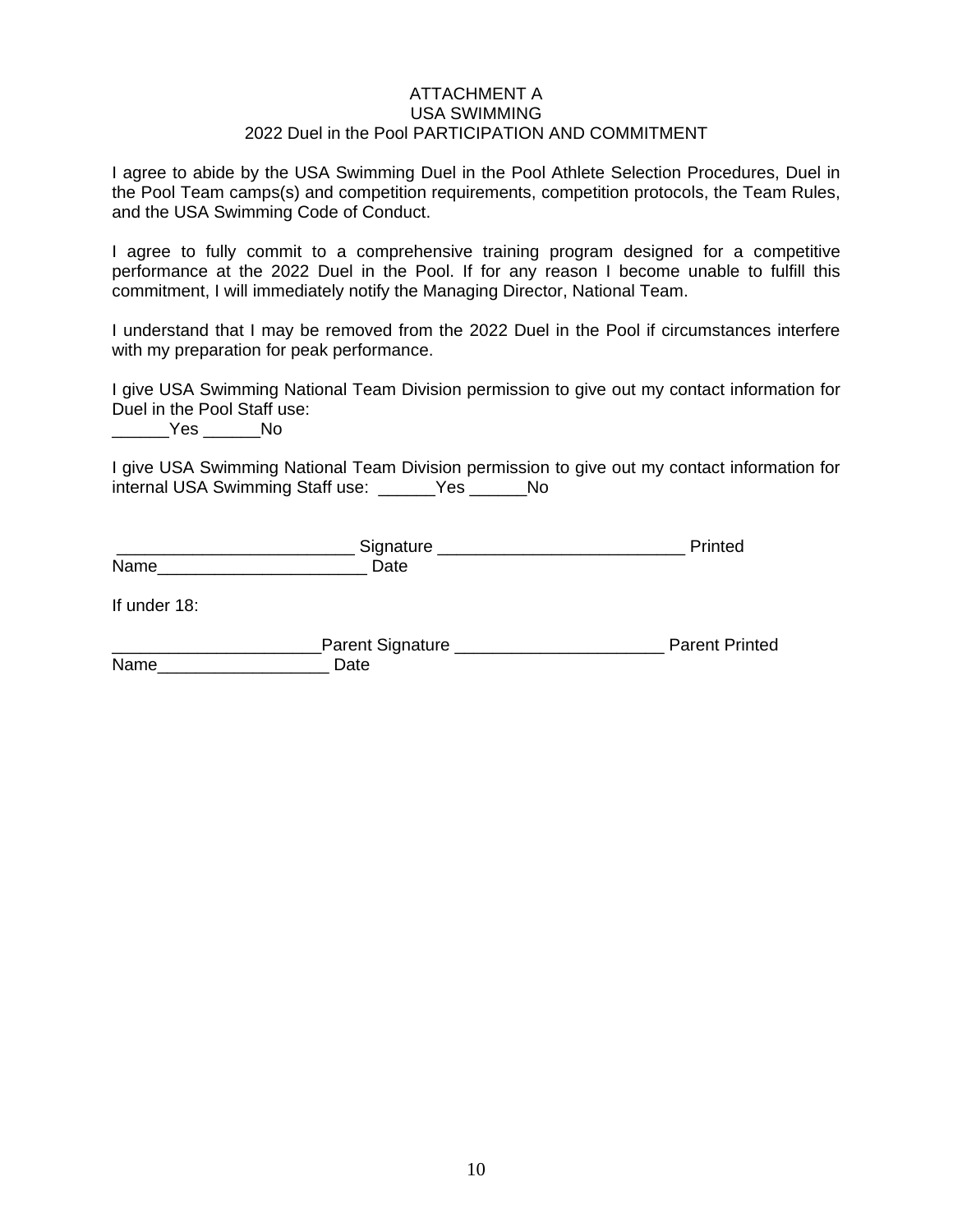ATTACHMENT A
USA SWIMMING
2022 Duel in the Pool PARTICIPATION AND COMMITMENT

I agree to abide by the USA Swimming Duel in the Pool Athlete Selection Procedures, Duel in the Pool Team camps(s) and competition requirements, competition protocols, the Team Rules, and the USA Swimming Code of Conduct.

I agree to fully commit to a comprehensive training program designed for a competitive performance at the 2022 Duel in the Pool. If for any reason I become unable to fulfill this commitment, I will immediately notify the Managing Director, National Team.

I understand that I may be removed from the 2022 Duel in the Pool if circumstances interfere with my preparation for peak performance.

I give USA Swimming National Team Division permission to give out my contact information for Duel in the Pool Staff use:
______Yes ______No

I give USA Swimming National Team Division permission to give out my contact information for internal USA Swimming Staff use: ______Yes ______No

_________________________ Signature __________________________ Printed Name______________________ Date

If under 18:

______________________Parent Signature ______________________ Parent Printed Name__________________ Date